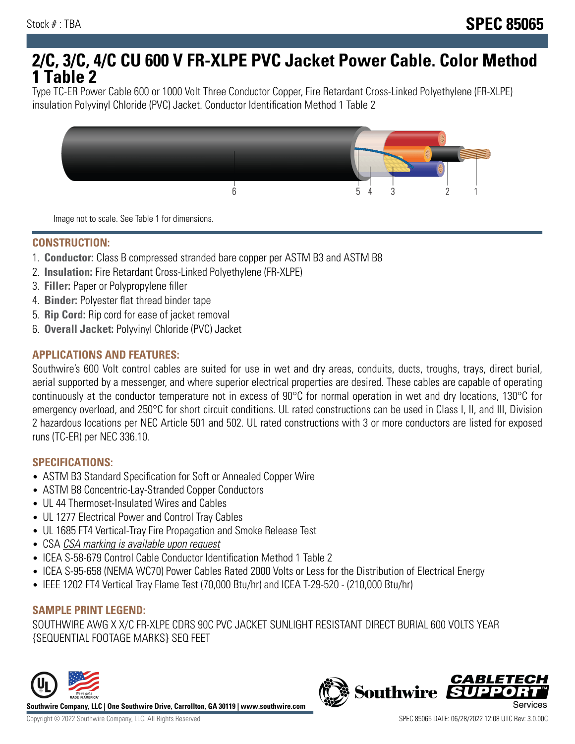Stock # : TBA

# SPEC 85065

# 2/C, 3/C, 4/C CU 600 V FR-XLPE PVC Jacket Power Cable. Color Method 1 Table 2

Type TC-ER Power Cable 600 or 1000 Volt Three Conductor Copper, Fire Retardant Cross-Linked Polyethylene (FR-XLPE) insulation Polyvinyl Chloride (PVC) Jacket. Conductor Identification Method 1 Table 2

Image not to scale. See Table 1 for dimensions.

## CONSTRUCTION:

1. **Conductor:** Class B compressed stranded bare copper per ASTM B3 and ASTM B8
2. **Insulation:** Fire Retardant Cross-Linked Polyethylene (FR-XLPE)
3. **Filler:** Paper or Polypropylene filler
4. **Binder:** Polyester flat thread binder tape
5. **Rip Cord:** Rip cord for ease of jacket removal
6. **Overall Jacket:** Polyvinyl Chloride (PVC) Jacket

## APPLICATIONS AND FEATURES:

Southwire's 600 Volt control cables are suited for use in wet and dry areas, conduits, ducts, troughs, trays, direct burial, aerial supported by a messenger, and where superior electrical properties are desired. These cables are capable of operating continuously at the conductor temperature not in excess of 90°C for normal operation in wet and dry locations, 130°C for emergency overload, and 250°C for short circuit conditions. UL rated constructions can be used in Class I, II, and III, Division 2 hazardous locations per NEC Article 501 and 502. UL rated constructions with 3 or more conductors are listed for exposed runs (TC-ER) per NEC 336.10.

## SPECIFICATIONS:

- ASTM B3 Standard Specification for Soft or Annealed Copper Wire
- ASTM B8 Concentric-Lay-Stranded Copper Conductors
- UL 44 Thermoset-Insulated Wires and Cables
- UL 1277 Electrical Power and Control Tray Cables
- UL 1685 FT4 Vertical-Tray Fire Propagation and Smoke Release Test
- CSA *CSA marking is available upon request*
- ICEA S-58-679 Control Cable Conductor Identification Method 1 Table 2
- ICEA S-95-658 (NEMA WC70) Power Cables Rated 2000 Volts or Less for the Distribution of Electrical Energy
- IEEE 1202 FT4 Vertical Tray Flame Test (70,000 Btu/hr) and ICEA T-29-520 - (210,000 Btu/hr)

## SAMPLE PRINT LEGEND:

SOUTHWIRE AWG X X/C FR-XLPE CDRS 90C PVC JACKET SUNLIGHT RESISTANT DIRECT BURIAL 600 VOLTS YEAR {SEQUENTIAL FOOTAGE MARKS} SEQ FEET

**Southwire Company, LLC | One Southwire Drive, Carrollton, GA 30119 | www.southwire.com**

Copyright © 2022 Southwire Company, LLC. All Rights Reserved

SPEC 85065 DATE: 06/28/2022 12:08 UTC Rev: 3.0.00C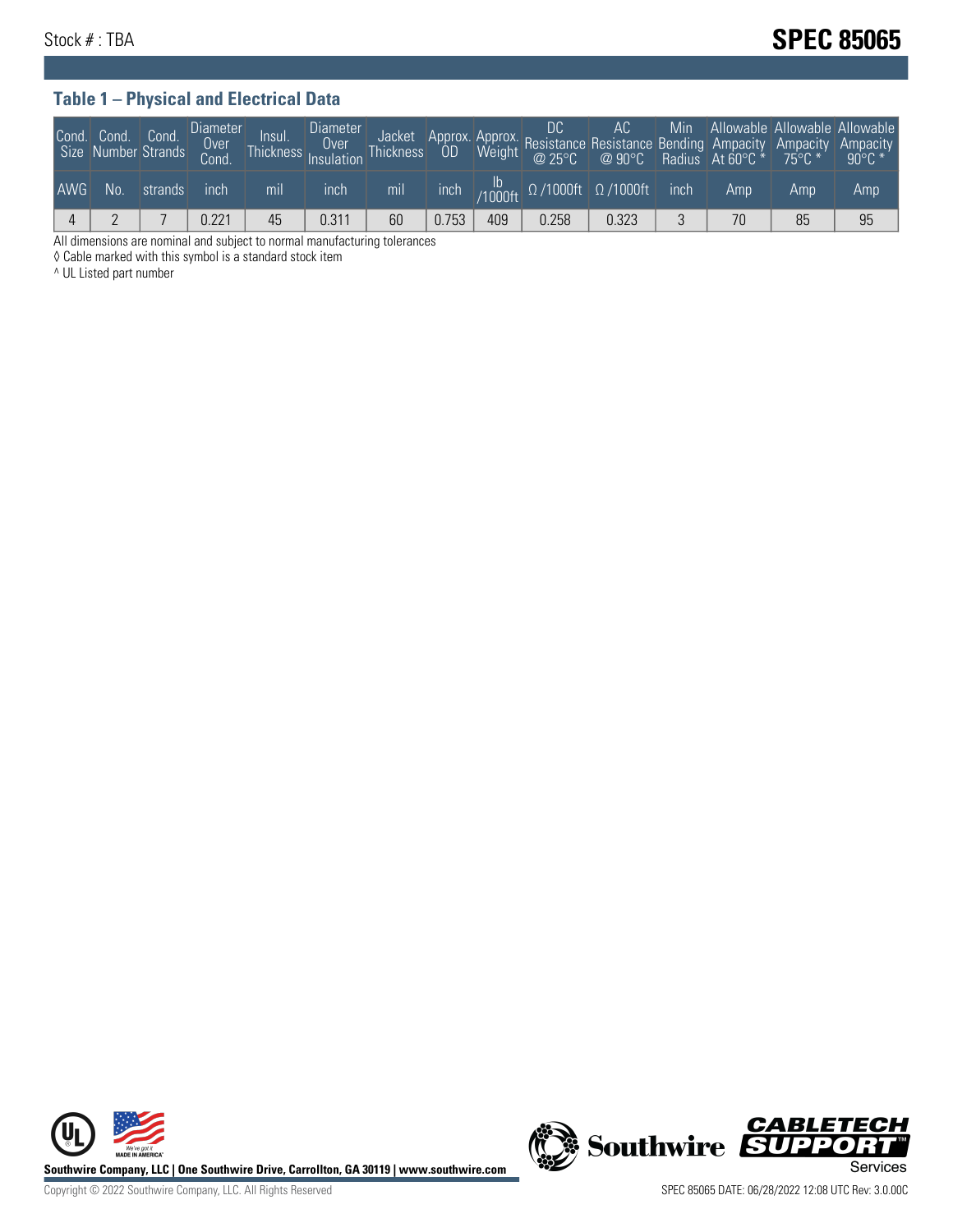### Table 1 – Physical and Electrical Data

| Cond. Size | Cond. Number | Cond. Strands | Diameter Over Cond. | Insul. Thickness | Diameter Over Insulation | Jacket Thickness | Approx. OD | Approx. Weight | DC Resistance @ 25°C | AC Resistance @ 90°C | Min Bending Radius | Allowable Ampacity At 60°C * | Allowable Ampacity 75°C * | Allowable Ampacity 90°C * |
|---|---|---|---|---|---|---|---|---|---|---|---|---|---|---|
| AWG | No. | strands | inch | mil | inch | mil | inch | lb /1000ft | Ω /1000ft | Ω /1000ft | inch | Amp | Amp | Amp |
| 4 | 2 | 7 | 0.221 | 45 | 0.311 | 60 | 0.753 | 409 | 0.258 | 0.323 | 3 | 70 | 85 | 95 |

All dimensions are nominal and subject to normal manufacturing tolerances

◊ Cable marked with this symbol is a standard stock item

^ UL Listed part number